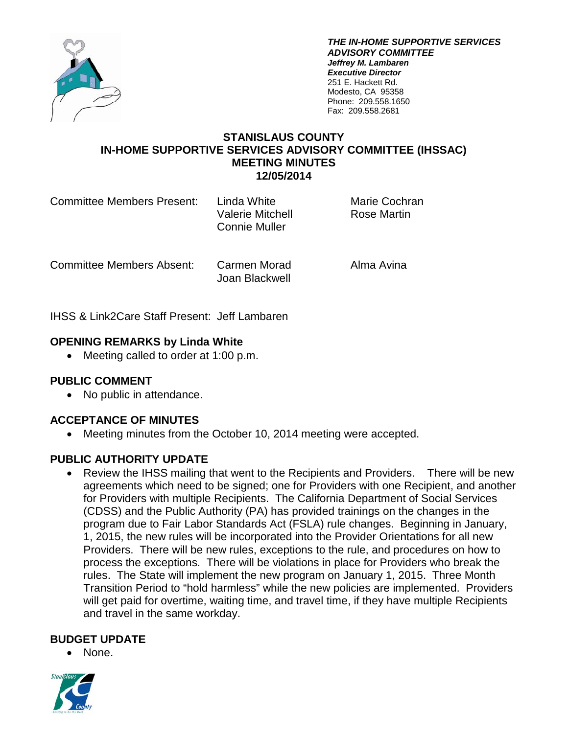***THE IN-HOME SUPPORTIVE SERVICES ADVISORY COMMITTEE***
***Jeffrey M. Lambaren***
***Executive Director***
251 E. Hackett Rd.
Modesto, CA 95358
Phone: 209.558.1650
Fax: 209.558.2681

# STANISLAUS COUNTY
# IN-HOME SUPPORTIVE SERVICES ADVISORY COMMITTEE (IHSSAC)
# MEETING MINUTES
# 12/05/2014

| | | |
|---|---|---|
| Committee Members Present: | Linda White<br>Valerie Mitchell<br>Connie Muller | Marie Cochran<br>Rose Martin |
| Committee Members Absent: | Carmen Morad<br>Joan Blackwell | Alma Avina |

IHSS & Link2Care Staff Present: Jeff Lambaren

## OPENING REMARKS by Linda White

- Meeting called to order at 1:00 p.m.

## PUBLIC COMMENT

- No public in attendance.

## ACCEPTANCE OF MINUTES

- Meeting minutes from the October 10, 2014 meeting were accepted.

## PUBLIC AUTHORITY UPDATE

- Review the IHSS mailing that went to the Recipients and Providers. There will be new agreements which need to be signed; one for Providers with one Recipient, and another for Providers with multiple Recipients. The California Department of Social Services (CDSS) and the Public Authority (PA) has provided trainings on the changes in the program due to Fair Labor Standards Act (FSLA) rule changes. Beginning in January, 1, 2015, the new rules will be incorporated into the Provider Orientations for all new Providers. There will be new rules, exceptions to the rule, and procedures on how to process the exceptions. There will be violations in place for Providers who break the rules. The State will implement the new program on January 1, 2015. Three Month Transition Period to "hold harmless" while the new policies are implemented. Providers will get paid for overtime, waiting time, and travel time, if they have multiple Recipients and travel in the same workday.

## BUDGET UPDATE

- None.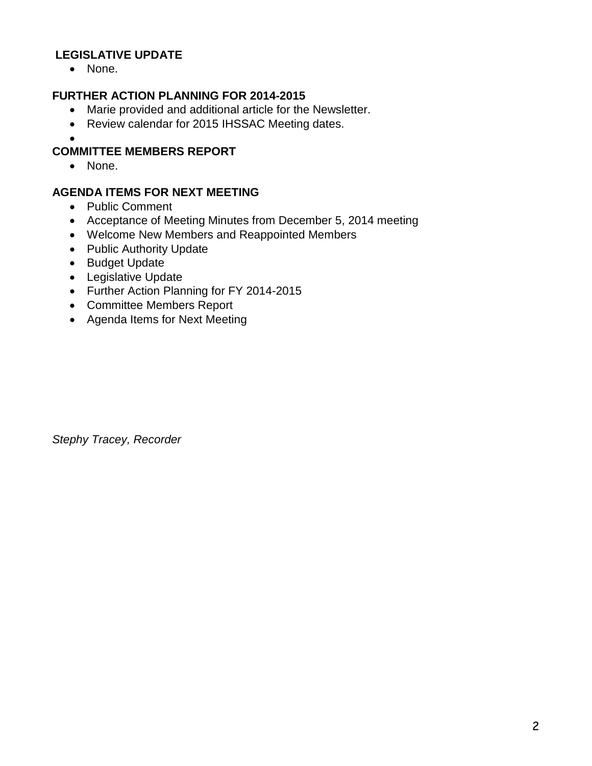**LEGISLATIVE UPDATE**

- None.

**FURTHER ACTION PLANNING FOR 2014-2015**

- Marie provided and additional article for the Newsletter.
- Review calendar for 2015 IHSSAC Meeting dates.

**COMMITTEE MEMBERS REPORT**

- None.

**AGENDA ITEMS FOR NEXT MEETING**

- Public Comment
- Acceptance of Meeting Minutes from December 5, 2014 meeting
- Welcome New Members and Reappointed Members
- Public Authority Update
- Budget Update
- Legislative Update
- Further Action Planning for FY 2014-2015
- Committee Members Report
- Agenda Items for Next Meeting

*Stephy Tracey, Recorder*